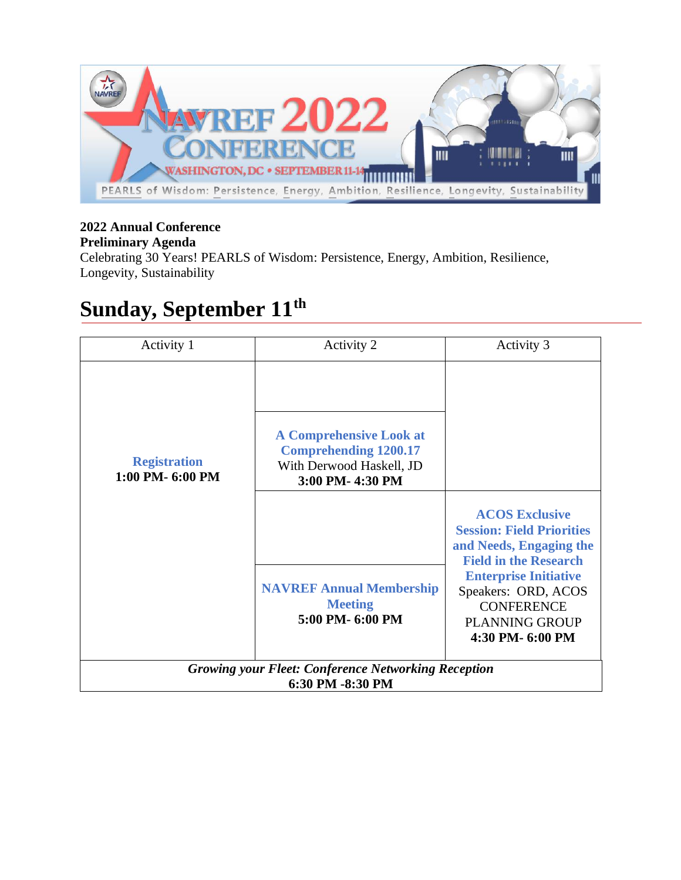**2022 Annual Conference**
**Preliminary Agenda**
Celebrating 30 Years! PEARLS of Wisdom: Persistence, Energy, Ambition, Resilience, Longevity, Sustainability

# Sunday, September 11th

| Activity 1 | Activity 2 | Activity 3 |
|---|---|---|
| **Registration** **1:00 PM- 6:00 PM** | **A Comprehensive Look at Comprehending 1200.17** With Derwood Haskell, JD **3:00 PM- 4:30 PM** | |
| | **NAVREF Annual Membership Meeting** **5:00 PM- 6:00 PM** | **ACOS Exclusive Session: Field Priorities and Needs, Engaging the Field in the Research Enterprise Initiative** Speakers: ORD, ACOS CONFERENCE PLANNING GROUP **4:30 PM- 6:00 PM** |
| ***Growing your Fleet: Conference Networking Reception*** **6:30 PM -8:30 PM** | | |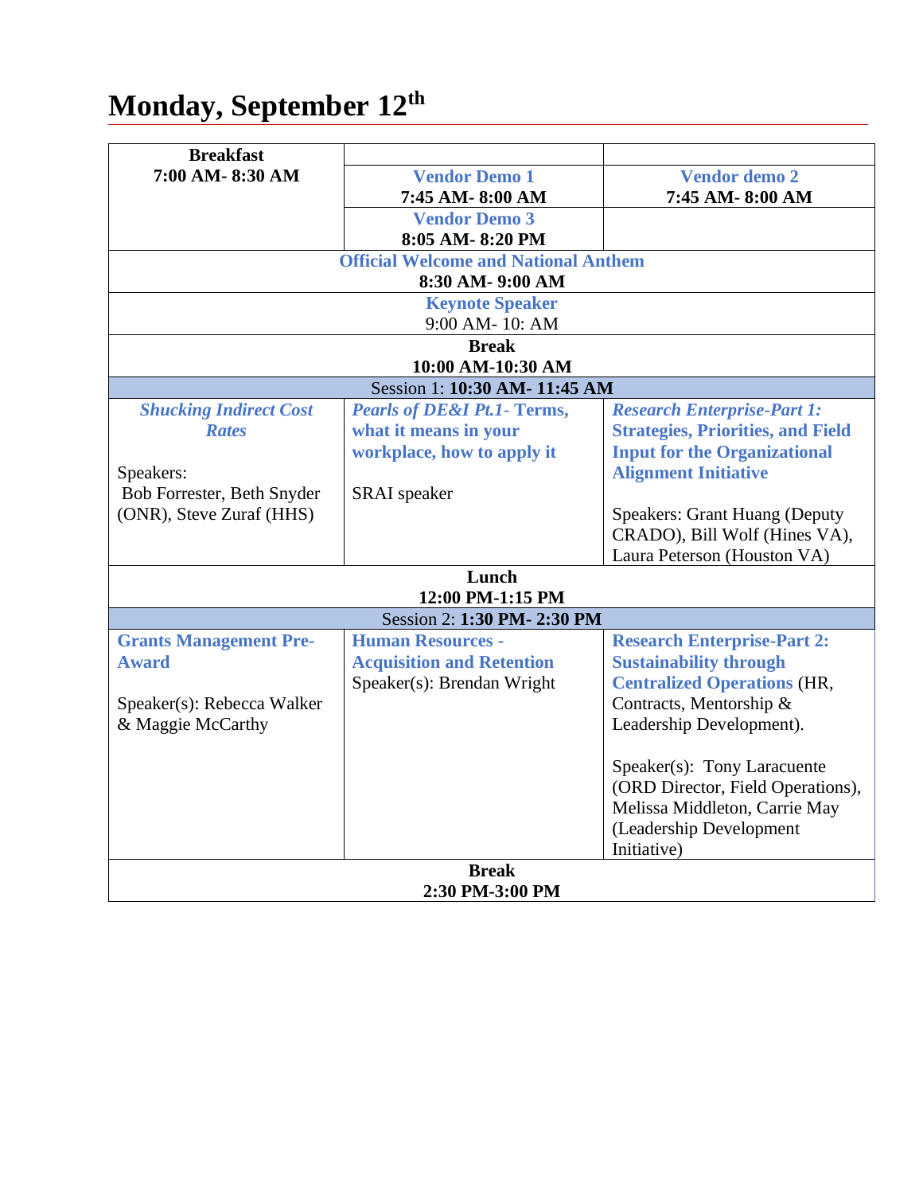# Monday, September 12th

| **Breakfast**<br>**7:00 AM- 8:30 AM** | | |
|---|---|---|
| | **Vendor Demo 1**<br>**7:45 AM- 8:00 AM** | **Vendor demo 2**<br>**7:45 AM- 8:00 AM** |
| | **Vendor Demo 3**<br>**8:05 AM- 8:20 PM** | |
| **Official Welcome and National Anthem**<br>**8:30 AM- 9:00 AM** | | |
| **Keynote Speaker**<br>9:00 AM- 10: AM | | |
| **Break**<br>**10:00 AM-10:30 AM** | | |
| Session 1: **10:30 AM- 11:45 AM** | | |
| ***Shucking Indirect Cost Rates***<br><br>Speakers:<br>Bob Forrester, Beth Snyder (ONR), Steve Zuraf (HHS) | ***Pearls of DE&I Pt.1*- Terms, what it means in your workplace, how to apply it**<br><br>SRAI speaker | ***Research Enterprise-Part 1:*** **Strategies, Priorities, and Field Input for the Organizational Alignment Initiative**<br><br>Speakers: Grant Huang (Deputy CRADO), Bill Wolf (Hines VA), Laura Peterson (Houston VA) |
| **Lunch**<br>**12:00 PM-1:15 PM** | | |
| Session 2: **1:30 PM- 2:30 PM** | | |
| **Grants Management Pre-Award**<br><br>Speaker(s): Rebecca Walker & Maggie McCarthy | **Human Resources - Acquisition and Retention**<br>Speaker(s): Brendan Wright | **Research Enterprise-Part 2: Sustainability through Centralized Operations** (HR, Contracts, Mentorship & Leadership Development).<br><br>Speaker(s): Tony Laracuente (ORD Director, Field Operations), Melissa Middleton, Carrie May (Leadership Development Initiative) |
| **Break**<br>**2:30 PM-3:00 PM** | | |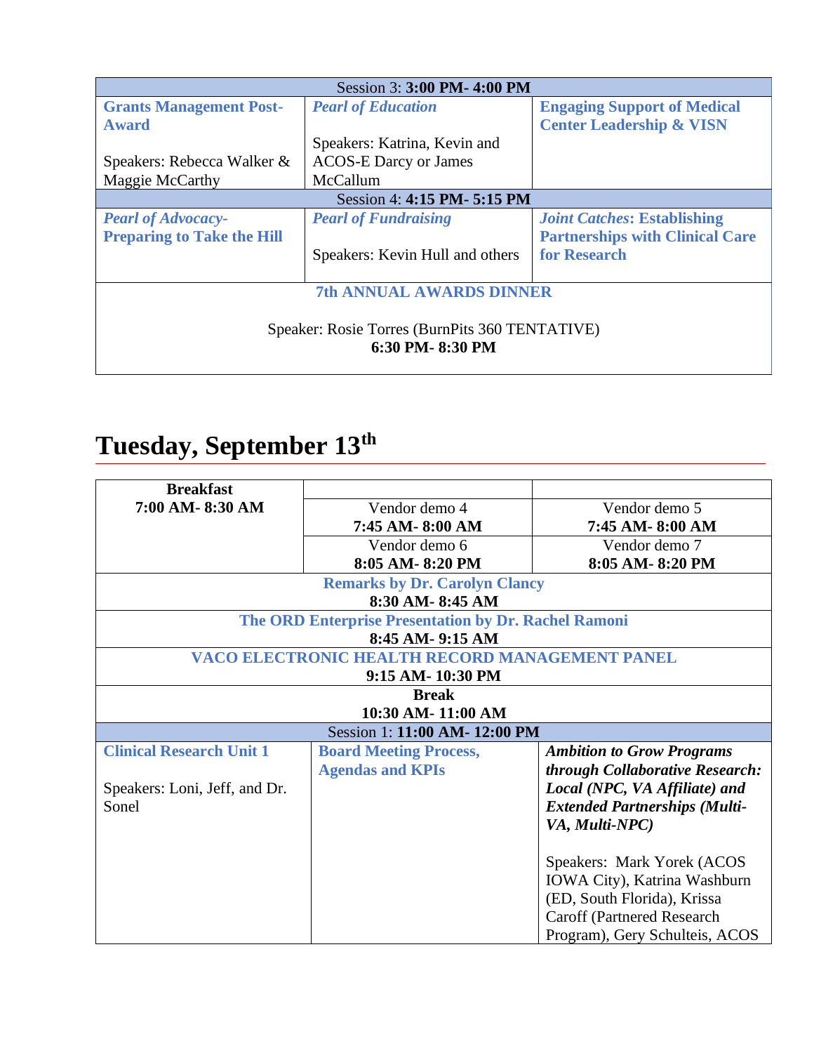| Session 3: **3:00 PM- 4:00 PM** | | |
|---|---|---|
| **Grants Management Post-Award**<br><br>Speakers: Rebecca Walker & Maggie McCarthy | ***Pearl of Education***<br><br>Speakers: Katrina, Kevin and ACOS-E Darcy or James McCallum | **Engaging Support of Medical Center Leadership & VISN** |
| Session 4: **4:15 PM- 5:15 PM** | | |
| ***Pearl of Advocacy-*** **Preparing to Take the Hill** | ***Pearl of Fundraising***<br><br>Speakers: Kevin Hull and others | ***Joint Catches*****: Establishing Partnerships with Clinical Care for Research** |
| **7th ANNUAL AWARDS DINNER**<br><br>Speaker: Rosie Torres (BurnPits 360 TENTATIVE)<br>**6:30 PM- 8:30 PM** | | |

# Tuesday, September 13th

| **Breakfast**<br>**7:00 AM- 8:30 AM** | | |
|---|---|---|
| | Vendor demo 4<br>**7:45 AM- 8:00 AM** | Vendor demo 5<br>**7:45 AM- 8:00 AM** |
| | Vendor demo 6<br>**8:05 AM- 8:20 PM** | Vendor demo 7<br>**8:05 AM- 8:20 PM** |
| **Remarks by Dr. Carolyn Clancy**<br>**8:30 AM- 8:45 AM** | | |
| **The ORD Enterprise Presentation by Dr. Rachel Ramoni**<br>**8:45 AM- 9:15 AM** | | |
| **VACO ELECTRONIC HEALTH RECORD MANAGEMENT PANEL**<br>**9:15 AM- 10:30 PM** | | |
| **Break**<br>**10:30 AM- 11:00 AM** | | |
| Session 1: **11:00 AM- 12:00 PM** | | |
| **Clinical Research Unit 1**<br><br>Speakers: Loni, Jeff, and Dr. Sonel | **Board Meeting Process, Agendas and KPIs** | ***Ambition to Grow Programs through Collaborative Research: Local (NPC, VA Affiliate) and Extended Partnerships (Multi-VA, Multi-NPC)***<br><br>Speakers: Mark Yorek (ACOS IOWA City), Katrina Washburn (ED, South Florida), Krissa Caroff (Partnered Research Program), Gery Schulteis, ACOS |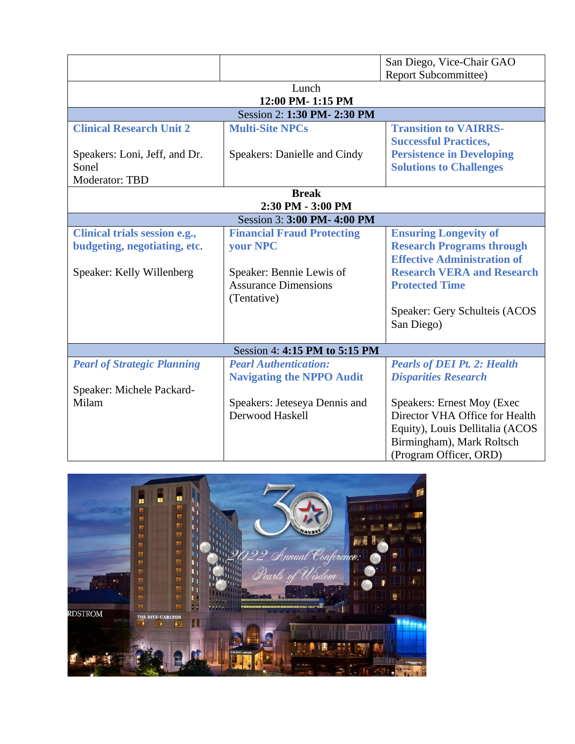| | | |
|---|---|---|
| | | San Diego, Vice-Chair GAO Report Subcommittee) |
| Lunch<br>**12:00 PM- 1:15 PM** | | |
| Session 2: **1:30 PM- 2:30 PM** | | |
| **Clinical Research Unit 2**<br><br>Speakers: Loni, Jeff, and Dr. Sonel<br>Moderator: TBD | **Multi-Site NPCs**<br><br>Speakers: Danielle and Cindy | **Transition to VAIRRS- Successful Practices, Persistence in Developing Solutions to Challenges** |
| **Break**<br>**2:30 PM - 3:00 PM** | | |
| Session 3: **3:00 PM- 4:00 PM** | | |
| **Clinical trials session e.g., budgeting, negotiating, etc.**<br><br>Speaker: Kelly Willenberg | **Financial Fraud Protecting your NPC**<br><br>Speaker: Bennie Lewis of Assurance Dimensions (Tentative) | **Ensuring Longevity of Research Programs through Effective Administration of Research VERA and Research Protected Time**<br><br>Speaker: Gery Schulteis (ACOS San Diego) |
| Session 4: **4:15 PM to 5:15 PM** | | |
| ***Pearl of Strategic Planning***<br><br>Speaker: Michele Packard-Milam | ***Pearl Authentication:* Navigating the NPPO Audit**<br><br>Speakers: Jeteseya Dennis and Derwood Haskell | ***Pearls of DEI Pt. 2: Health Disparities Research***<br><br>Speakers: Ernest Moy (Exec Director VHA Office for Health Equity), Louis Dellitalia (ACOS Birmingham), Mark Roltsch (Program Officer, ORD) |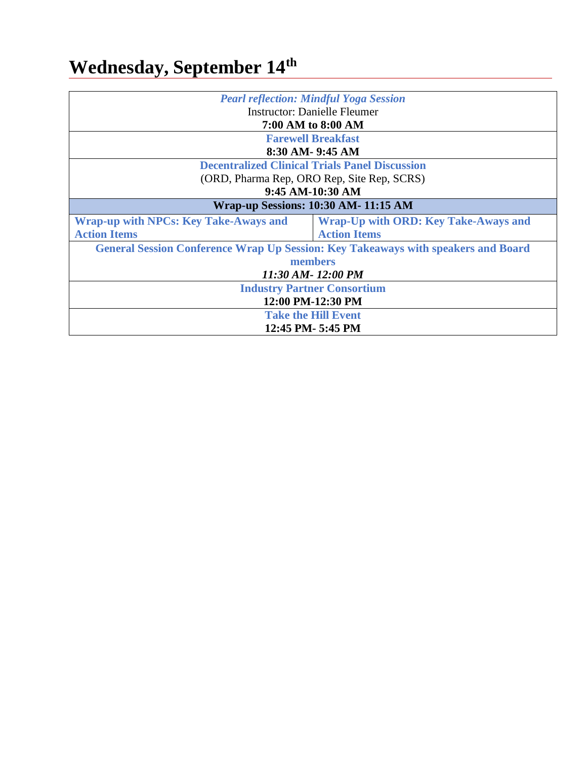# Wednesday, September 14th

| | |
|---|---|
| ***Pearl reflection: Mindful Yoga Session***<br>Instructor: Danielle Fleumer<br>**7:00 AM to 8:00 AM** | |
| **Farewell Breakfast**<br>**8:30 AM- 9:45 AM** | |
| **Decentralized Clinical Trials Panel Discussion**<br>(ORD, Pharma Rep, ORO Rep, Site Rep, SCRS)<br>**9:45 AM-10:30 AM** | |
| **Wrap-up Sessions: 10:30 AM- 11:15 AM** | |
| **Wrap-up with NPCs: Key Take-Aways and Action Items** | **Wrap-Up with ORD: Key Take-Aways and Action Items** |
| **General Session Conference Wrap Up Session: Key Takeaways with speakers and Board members**<br>***11:30 AM- 12:00 PM*** | |
| **Industry Partner Consortium**<br>**12:00 PM-12:30 PM** | |
| **Take the Hill Event**<br>**12:45 PM- 5:45 PM** | |